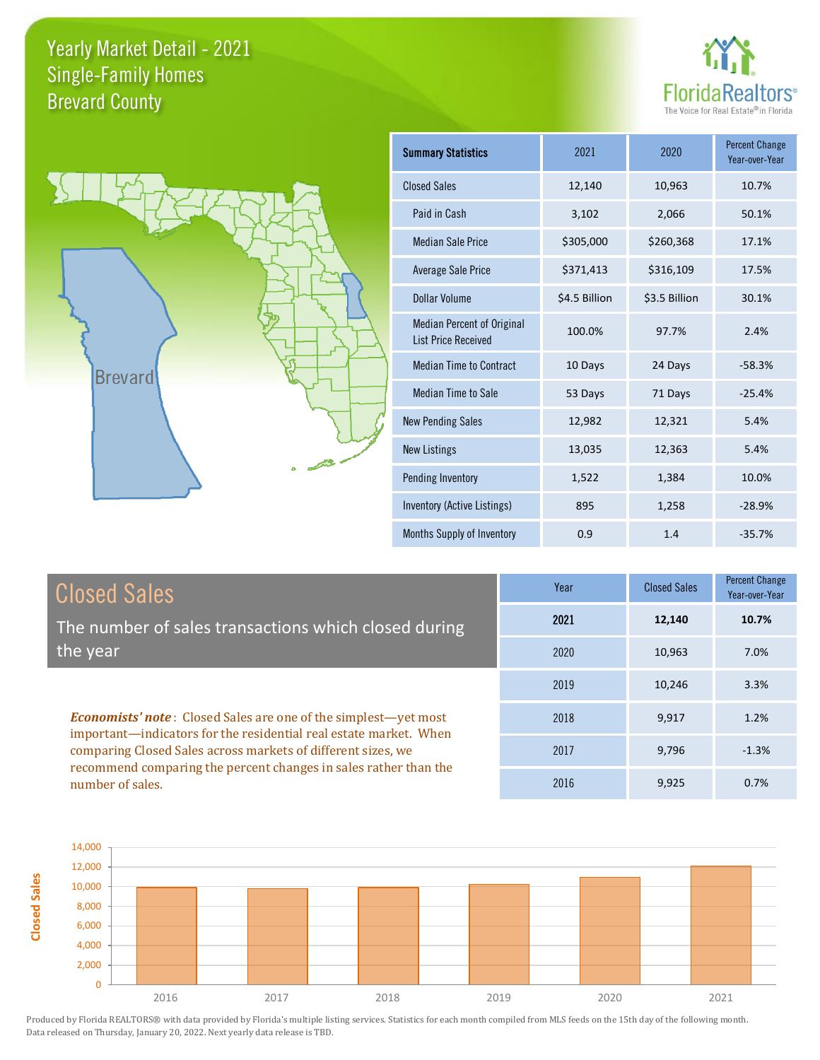# Yearly Market Detail - 2021
## Single-Family Homes
## Brevard County

| Summary Statistics | 2021 | 2020 | Percent Change Year-over-Year |
|---|---|---|---|
| Closed Sales | 12,140 | 10,963 | 10.7% |
| Paid in Cash | 3,102 | 2,066 | 50.1% |
| Median Sale Price | $305,000 | $260,368 | 17.1% |
| Average Sale Price | $371,413 | $316,109 | 17.5% |
| Dollar Volume | $4.5 Billion | $3.5 Billion | 30.1% |
| Median Percent of Original List Price Received | 100.0% | 97.7% | 2.4% |
| Median Time to Contract | 10 Days | 24 Days | -58.3% |
| Median Time to Sale | 53 Days | 71 Days | -25.4% |
| New Pending Sales | 12,982 | 12,321 | 5.4% |
| New Listings | 13,035 | 12,363 | 5.4% |
| Pending Inventory | 1,522 | 1,384 | 10.0% |
| Inventory (Active Listings) | 895 | 1,258 | -28.9% |
| Months Supply of Inventory | 0.9 | 1.4 | -35.7% |

## Closed Sales

The number of sales transactions which closed during the year

***Economists' note***: Closed Sales are one of the simplest—yet most important—indicators for the residential real estate market. When comparing Closed Sales across markets of different sizes, we recommend comparing the percent changes in sales rather than the number of sales.

| Year | Closed Sales | Percent Change Year-over-Year |
|---|---|---|
| **2021** | **12,140** | **10.7%** |
| 2020 | 10,963 | 7.0% |
| 2019 | 10,246 | 3.3% |
| 2018 | 9,917 | 1.2% |
| 2017 | 9,796 | -1.3% |
| 2016 | 9,925 | 0.7% |

Produced by Florida REALTORS® with data provided by Florida's multiple listing services. Statistics for each month compiled from MLS feeds on the 15th day of the following month. Data released on Thursday, January 20, 2022. Next yearly data release is TBD.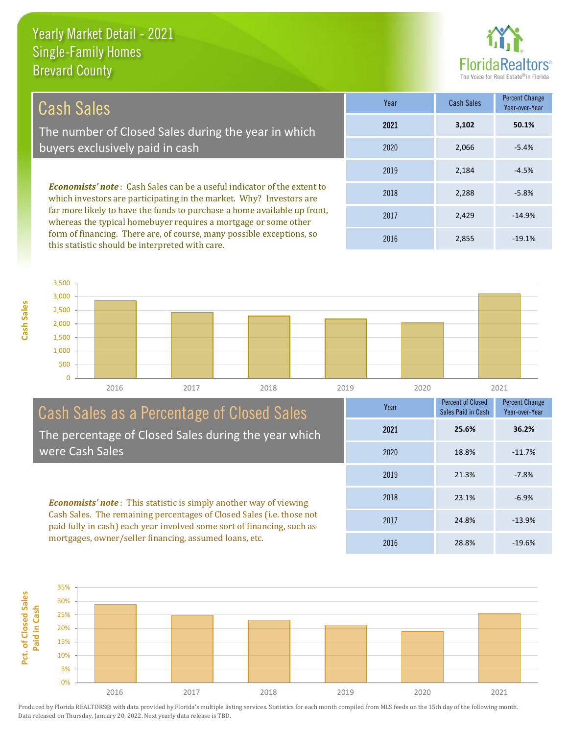Yearly Market Detail - 2021
Single-Family Homes
Brevard County

## Cash Sales

The number of Closed Sales during the year in which buyers exclusively paid in cash

***Economists' note***: Cash Sales can be a useful indicator of the extent to which investors are participating in the market. Why? Investors are far more likely to have the funds to purchase a home available up front, whereas the typical homebuyer requires a mortgage or some other form of financing. There are, of course, many possible exceptions, so this statistic should be interpreted with care.

| Year | Cash Sales | Percent Change Year-over-Year |
|---|---|---|
| **2021** | **3,102** | **50.1%** |
| 2020 | 2,066 | -5.4% |
| 2019 | 2,184 | -4.5% |
| 2018 | 2,288 | -5.8% |
| 2017 | 2,429 | -14.9% |
| 2016 | 2,855 | -19.1% |

## Cash Sales as a Percentage of Closed Sales

The percentage of Closed Sales during the year which were Cash Sales

***Economists' note***: This statistic is simply another way of viewing Cash Sales. The remaining percentages of Closed Sales (i.e. those not paid fully in cash) each year involved some sort of financing, such as mortgages, owner/seller financing, assumed loans, etc.

| Year | Percent of Closed Sales Paid in Cash | Percent Change Year-over-Year |
|---|---|---|
| **2021** | **25.6%** | **36.2%** |
| 2020 | 18.8% | -11.7% |
| 2019 | 21.3% | -7.8% |
| 2018 | 23.1% | -6.9% |
| 2017 | 24.8% | -13.9% |
| 2016 | 28.8% | -19.6% |

Produced by Florida REALTORS® with data provided by Florida's multiple listing services. Statistics for each month compiled from MLS feeds on the 15th day of the following month. Data released on Thursday, January 20, 2022. Next yearly data release is TBD.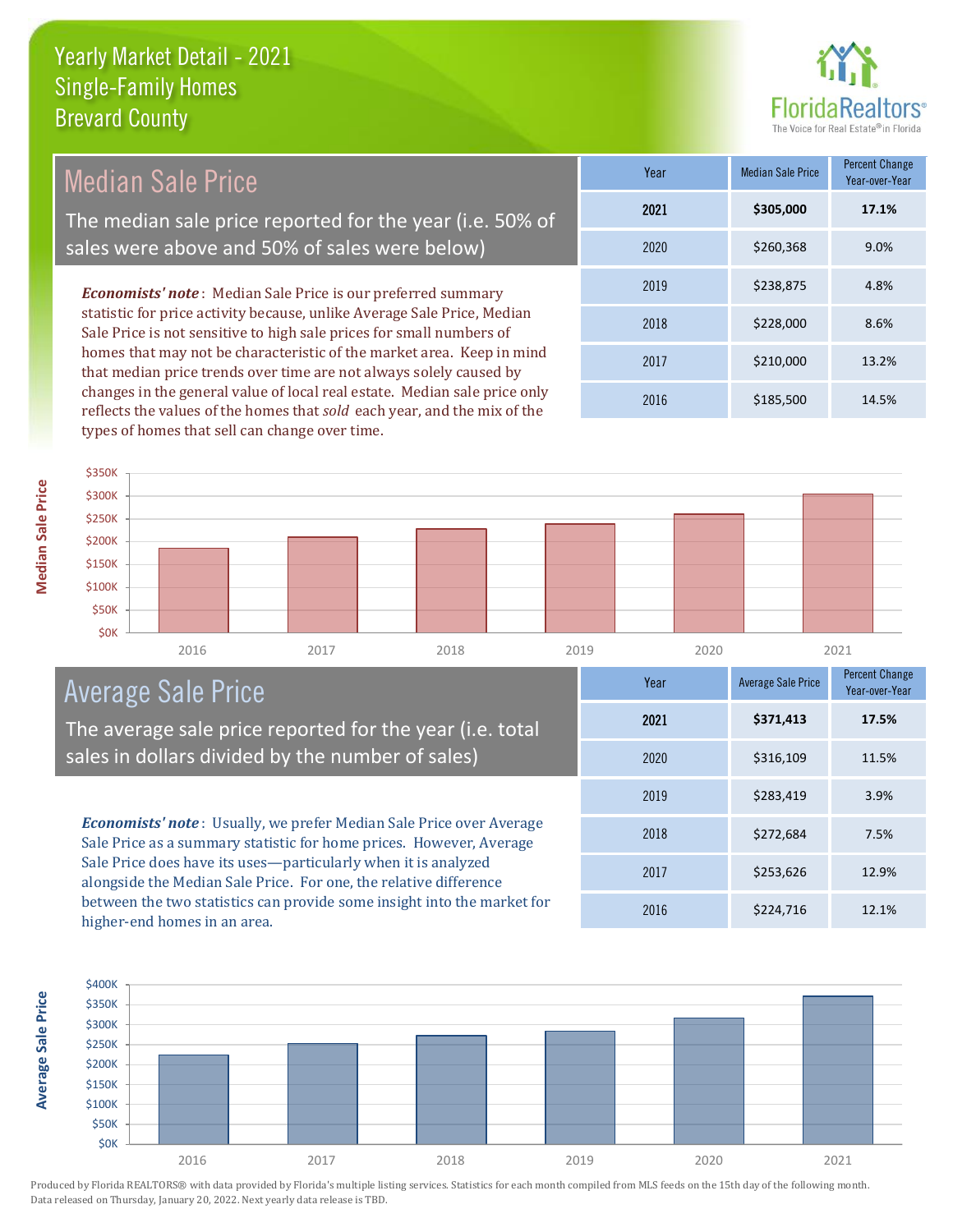# Yearly Market Detail - 2021
## Single-Family Homes
## Brevard County

## Median Sale Price

The median sale price reported for the year (i.e. 50% of sales were above and 50% of sales were below)

***Economists' note***: Median Sale Price is our preferred summary statistic for price activity because, unlike Average Sale Price, Median Sale Price is not sensitive to high sale prices for small numbers of homes that may not be characteristic of the market area. Keep in mind that median price trends over time are not always solely caused by changes in the general value of local real estate. Median sale price only reflects the values of the homes that *sold* each year, and the mix of the types of homes that sell can change over time.

| Year | Median Sale Price | Percent Change Year-over-Year |
|---|---|---|
| **2021** | **$305,000** | **17.1%** |
| 2020 | $260,368 | 9.0% |
| 2019 | $238,875 | 4.8% |
| 2018 | $228,000 | 8.6% |
| 2017 | $210,000 | 13.2% |
| 2016 | $185,500 | 14.5% |

## Average Sale Price

The average sale price reported for the year (i.e. total sales in dollars divided by the number of sales)

***Economists' note***: Usually, we prefer Median Sale Price over Average Sale Price as a summary statistic for home prices. However, Average Sale Price does have its uses—particularly when it is analyzed alongside the Median Sale Price. For one, the relative difference between the two statistics can provide some insight into the market for higher-end homes in an area.

| Year | Average Sale Price | Percent Change Year-over-Year |
|---|---|---|
| **2021** | **$371,413** | **17.5%** |
| 2020 | $316,109 | 11.5% |
| 2019 | $283,419 | 3.9% |
| 2018 | $272,684 | 7.5% |
| 2017 | $253,626 | 12.9% |
| 2016 | $224,716 | 12.1% |

Produced by Florida REALTORS® with data provided by Florida's multiple listing services. Statistics for each month compiled from MLS feeds on the 15th day of the following month. Data released on Thursday, January 20, 2022. Next yearly data release is TBD.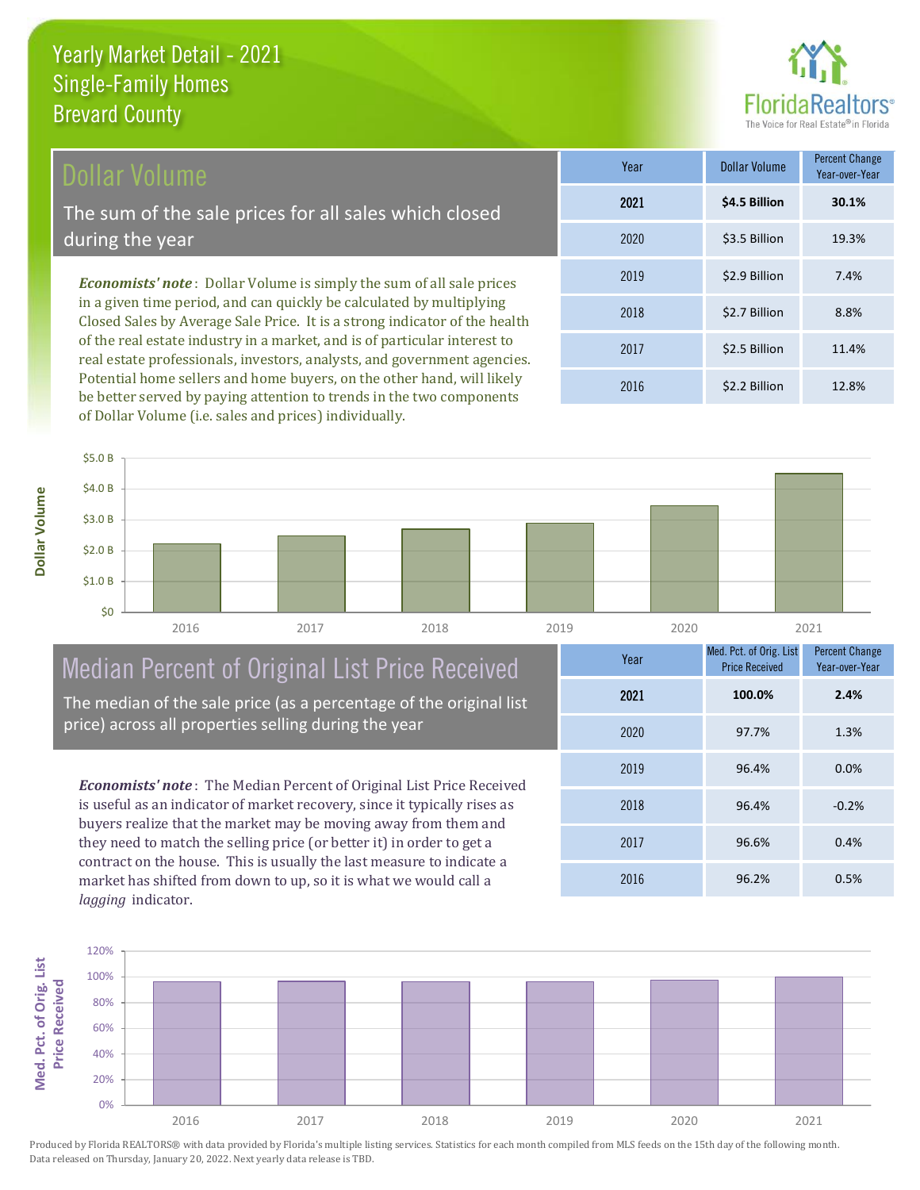# Yearly Market Detail - 2021
## Single-Family Homes
## Brevard County

## Dollar Volume

The sum of the sale prices for all sales which closed during the year

*Economists' note*: Dollar Volume is simply the sum of all sale prices in a given time period, and can quickly be calculated by multiplying Closed Sales by Average Sale Price. It is a strong indicator of the health of the real estate industry in a market, and is of particular interest to real estate professionals, investors, analysts, and government agencies. Potential home sellers and home buyers, on the other hand, will likely be better served by paying attention to trends in the two components of Dollar Volume (i.e. sales and prices) individually.

| Year | Dollar Volume | Percent Change Year-over-Year |
|---|---|---|
| **2021** | **$4.5 Billion** | **30.1%** |
| 2020 | $3.5 Billion | 19.3% |
| 2019 | $2.9 Billion | 7.4% |
| 2018 | $2.7 Billion | 8.8% |
| 2017 | $2.5 Billion | 11.4% |
| 2016 | $2.2 Billion | 12.8% |

## Median Percent of Original List Price Received

The median of the sale price (as a percentage of the original list price) across all properties selling during the year

*Economists' note*: The Median Percent of Original List Price Received is useful as an indicator of market recovery, since it typically rises as buyers realize that the market may be moving away from them and they need to match the selling price (or better it) in order to get a contract on the house. This is usually the last measure to indicate a market has shifted from down to up, so it is what we would call a *lagging* indicator.

| Year | Med. Pct. of Orig. List Price Received | Percent Change Year-over-Year |
|---|---|---|
| **2021** | **100.0%** | **2.4%** |
| 2020 | 97.7% | 1.3% |
| 2019 | 96.4% | 0.0% |
| 2018 | 96.4% | -0.2% |
| 2017 | 96.6% | 0.4% |
| 2016 | 96.2% | 0.5% |

Produced by Florida REALTORS® with data provided by Florida's multiple listing services. Statistics for each month compiled from MLS feeds on the 15th day of the following month. Data released on Thursday, January 20, 2022. Next yearly data release is TBD.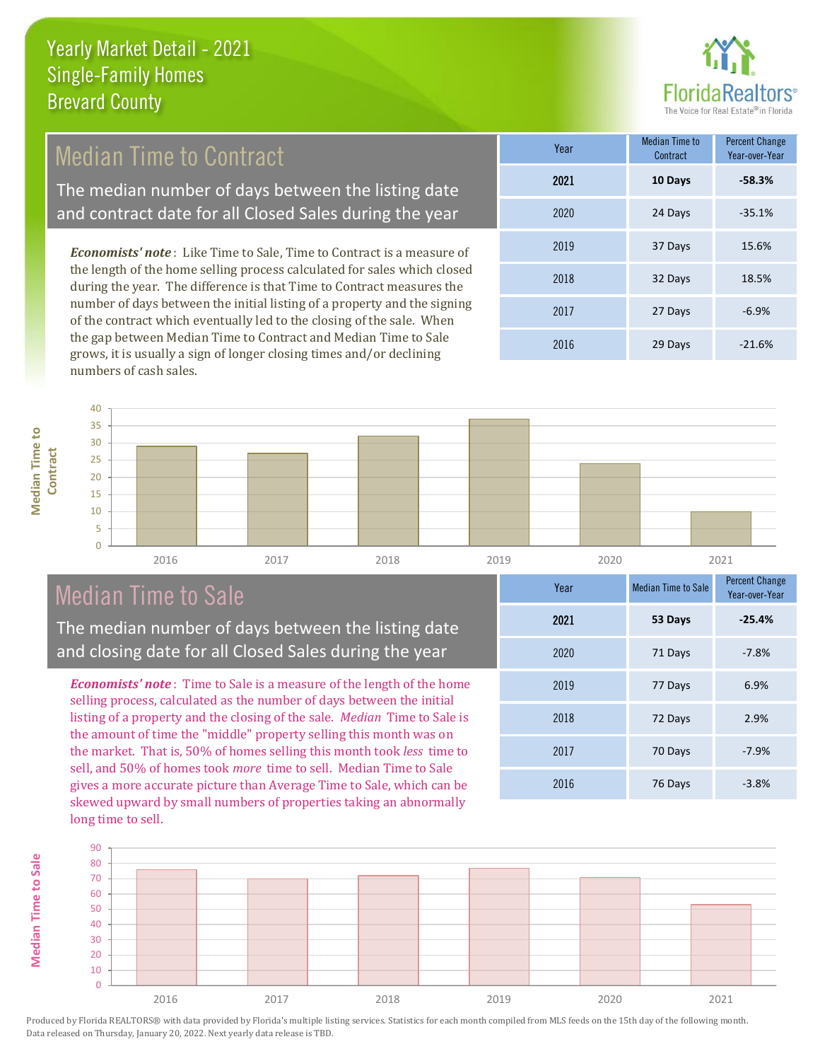# Yearly Market Detail - 2021
## Single-Family Homes
## Brevard County

## Median Time to Contract

The median number of days between the listing date and contract date for all Closed Sales during the year

*Economists' note*: Like Time to Sale, Time to Contract is a measure of the length of the home selling process calculated for sales which closed during the year. The difference is that Time to Contract measures the number of days between the initial listing of a property and the signing of the contract which eventually led to the closing of the sale. When the gap between Median Time to Contract and Median Time to Sale grows, it is usually a sign of longer closing times and/or declining numbers of cash sales.

| Year | Median Time to Contract | Percent Change Year-over-Year |
|---|---|---|
| **2021** | **10 Days** | **-58.3%** |
| 2020 | 24 Days | -35.1% |
| 2019 | 37 Days | 15.6% |
| 2018 | 32 Days | 18.5% |
| 2017 | 27 Days | -6.9% |
| 2016 | 29 Days | -21.6% |

## Median Time to Sale

The median number of days between the listing date and closing date for all Closed Sales during the year

*Economists' note*: Time to Sale is a measure of the length of the home selling process, calculated as the number of days between the initial listing of a property and the closing of the sale. *Median* Time to Sale is the amount of time the "middle" property selling this month was on the market. That is, 50% of homes selling this month took *less* time to sell, and 50% of homes took *more* time to sell. Median Time to Sale gives a more accurate picture than Average Time to Sale, which can be skewed upward by small numbers of properties taking an abnormally long time to sell.

| Year | Median Time to Sale | Percent Change Year-over-Year |
|---|---|---|
| **2021** | **53 Days** | **-25.4%** |
| 2020 | 71 Days | -7.8% |
| 2019 | 77 Days | 6.9% |
| 2018 | 72 Days | 2.9% |
| 2017 | 70 Days | -7.9% |
| 2016 | 76 Days | -3.8% |

Produced by Florida REALTORS® with data provided by Florida's multiple listing services. Statistics for each month compiled from MLS feeds on the 15th day of the following month. Data released on Thursday, January 20, 2022. Next yearly data release is TBD.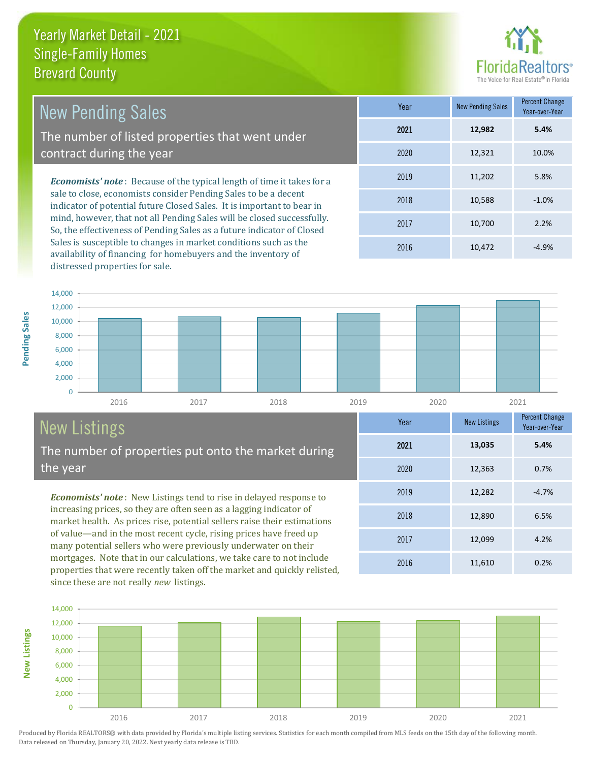# Yearly Market Detail - 2021
## Single-Family Homes
## Brevard County

## New Pending Sales

The number of listed properties that went under contract during the year

***Economists' note***: Because of the typical length of time it takes for a sale to close, economists consider Pending Sales to be a decent indicator of potential future Closed Sales. It is important to bear in mind, however, that not all Pending Sales will be closed successfully. So, the effectiveness of Pending Sales as a future indicator of Closed Sales is susceptible to changes in market conditions such as the availability of financing for homebuyers and the inventory of distressed properties for sale.

| Year | New Pending Sales | Percent Change Year-over-Year |
|---|---|---|
| **2021** | **12,982** | **5.4%** |
| 2020 | 12,321 | 10.0% |
| 2019 | 11,202 | 5.8% |
| 2018 | 10,588 | -1.0% |
| 2017 | 10,700 | 2.2% |
| 2016 | 10,472 | -4.9% |

## New Listings

The number of properties put onto the market during the year

***Economists' note***: New Listings tend to rise in delayed response to increasing prices, so they are often seen as a lagging indicator of market health. As prices rise, potential sellers raise their estimations of value—and in the most recent cycle, rising prices have freed up many potential sellers who were previously underwater on their mortgages. Note that in our calculations, we take care to not include properties that were recently taken off the market and quickly relisted, since these are not really *new* listings.

| Year | New Listings | Percent Change Year-over-Year |
|---|---|---|
| **2021** | **13,035** | **5.4%** |
| 2020 | 12,363 | 0.7% |
| 2019 | 12,282 | -4.7% |
| 2018 | 12,890 | 6.5% |
| 2017 | 12,099 | 4.2% |
| 2016 | 11,610 | 0.2% |

Produced by Florida REALTORS® with data provided by Florida's multiple listing services. Statistics for each month compiled from MLS feeds on the 15th day of the following month. Data released on Thursday, January 20, 2022. Next yearly data release is TBD.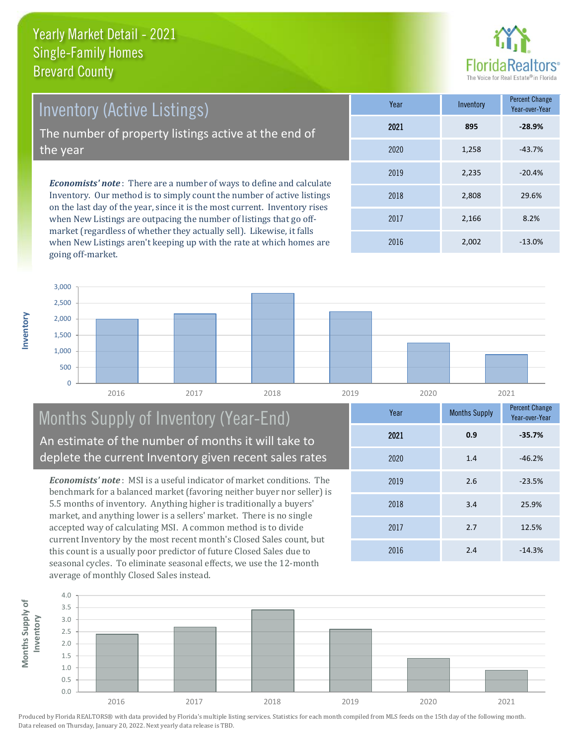# Yearly Market Detail - 2021
## Single-Family Homes
## Brevard County

## Inventory (Active Listings)

The number of property listings active at the end of the year

*Economists' note*: There are a number of ways to define and calculate Inventory. Our method is to simply count the number of active listings on the last day of the year, since it is the most current. Inventory rises when New Listings are outpacing the number of listings that go off-market (regardless of whether they actually sell). Likewise, it falls when New Listings aren't keeping up with the rate at which homes are going off-market.

| Year | Inventory | Percent Change Year-over-Year |
|---|---|---|
| **2021** | **895** | **-28.9%** |
| 2020 | 1,258 | -43.7% |
| 2019 | 2,235 | -20.4% |
| 2018 | 2,808 | 29.6% |
| 2017 | 2,166 | 8.2% |
| 2016 | 2,002 | -13.0% |

## Months Supply of Inventory (Year-End)

An estimate of the number of months it will take to deplete the current Inventory given recent sales rates

*Economists' note*: MSI is a useful indicator of market conditions. The benchmark for a balanced market (favoring neither buyer nor seller) is 5.5 months of inventory. Anything higher is traditionally a buyers' market, and anything lower is a sellers' market. There is no single accepted way of calculating MSI. A common method is to divide current Inventory by the most recent month's Closed Sales count, but this count is a usually poor predictor of future Closed Sales due to seasonal cycles. To eliminate seasonal effects, we use the 12-month average of monthly Closed Sales instead.

| Year | Months Supply | Percent Change Year-over-Year |
|---|---|---|
| **2021** | **0.9** | **-35.7%** |
| 2020 | 1.4 | -46.2% |
| 2019 | 2.6 | -23.5% |
| 2018 | 3.4 | 25.9% |
| 2017 | 2.7 | 12.5% |
| 2016 | 2.4 | -14.3% |

Produced by Florida REALTORS® with data provided by Florida's multiple listing services. Statistics for each month compiled from MLS feeds on the 15th day of the following month. Data released on Thursday, January 20, 2022. Next yearly data release is TBD.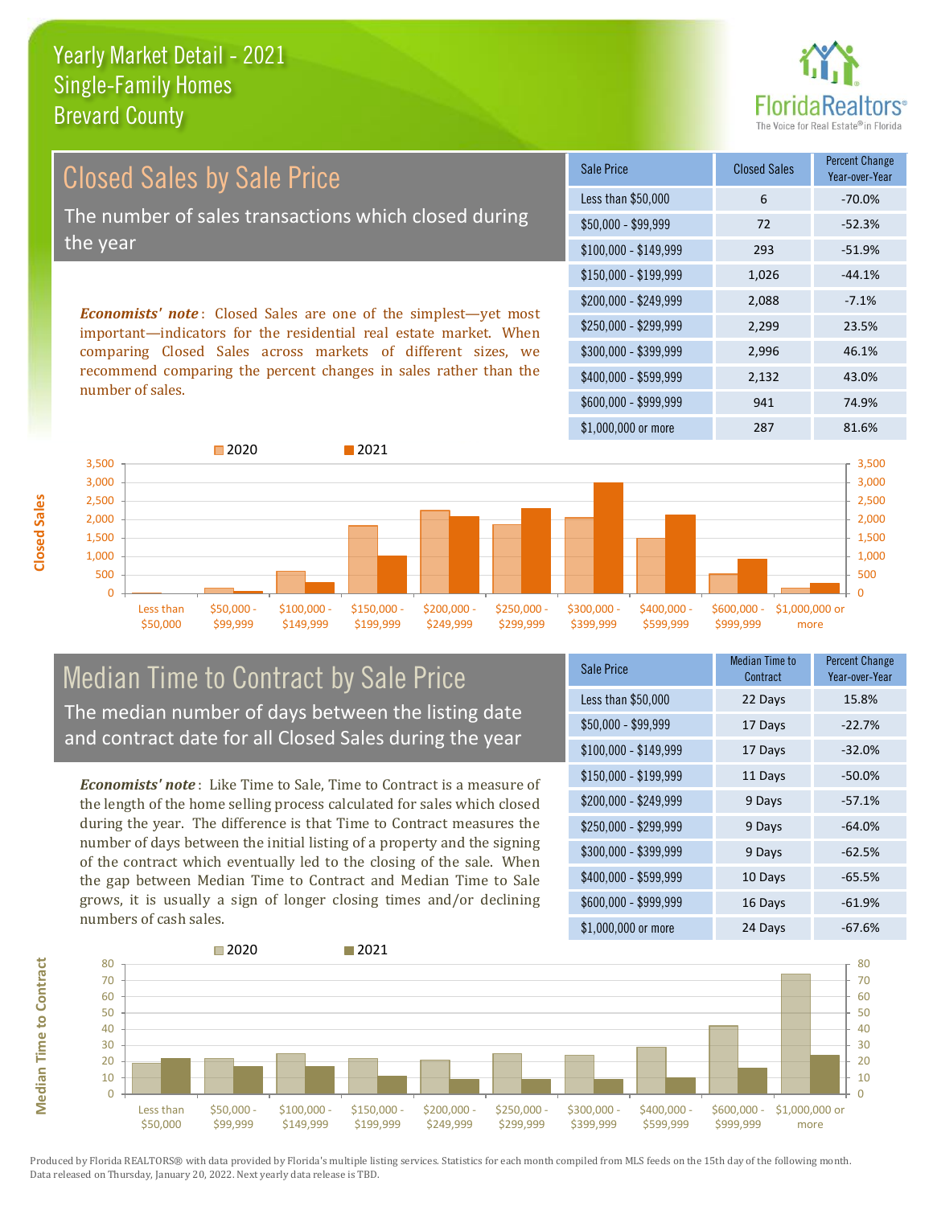# Yearly Market Detail - 2021
## Single-Family Homes
## Brevard County

## Closed Sales by Sale Price

The number of sales transactions which closed during the year

***Economists' note***: Closed Sales are one of the simplest—yet most important—indicators for the residential real estate market. When comparing Closed Sales across markets of different sizes, we recommend comparing the percent changes in sales rather than the number of sales.

| Sale Price | Closed Sales | Percent Change Year-over-Year |
|---|---|---|
| Less than $50,000 | 6 | -70.0% |
| $50,000 - $99,999 | 72 | -52.3% |
| $100,000 - $149,999 | 293 | -51.9% |
| $150,000 - $199,999 | 1,026 | -44.1% |
| $200,000 - $249,999 | 2,088 | -7.1% |
| $250,000 - $299,999 | 2,299 | 23.5% |
| $300,000 - $399,999 | 2,996 | 46.1% |
| $400,000 - $599,999 | 2,132 | 43.0% |
| $600,000 - $999,999 | 941 | 74.9% |
| $1,000,000 or more | 287 | 81.6% |

## Median Time to Contract by Sale Price

The median number of days between the listing date and contract date for all Closed Sales during the year

***Economists' note***: Like Time to Sale, Time to Contract is a measure of the length of the home selling process calculated for sales which closed during the year. The difference is that Time to Contract measures the number of days between the initial listing of a property and the signing of the contract which eventually led to the closing of the sale. When the gap between Median Time to Contract and Median Time to Sale grows, it is usually a sign of longer closing times and/or declining numbers of cash sales.

| Sale Price | Median Time to Contract | Percent Change Year-over-Year |
|---|---|---|
| Less than $50,000 | 22 Days | 15.8% |
| $50,000 - $99,999 | 17 Days | -22.7% |
| $100,000 - $149,999 | 17 Days | -32.0% |
| $150,000 - $199,999 | 11 Days | -50.0% |
| $200,000 - $249,999 | 9 Days | -57.1% |
| $250,000 - $299,999 | 9 Days | -64.0% |
| $300,000 - $399,999 | 9 Days | -62.5% |
| $400,000 - $599,999 | 10 Days | -65.5% |
| $600,000 - $999,999 | 16 Days | -61.9% |
| $1,000,000 or more | 24 Days | -67.6% |

Produced by Florida REALTORS® with data provided by Florida's multiple listing services. Statistics for each month compiled from MLS feeds on the 15th day of the following month. Data released on Thursday, January 20, 2022. Next yearly data release is TBD.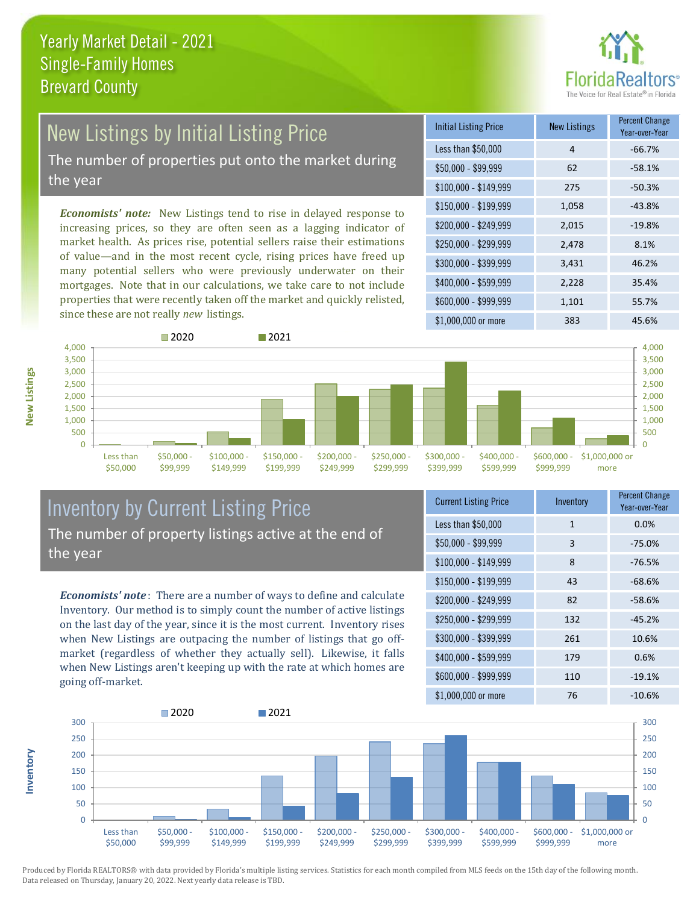# Yearly Market Detail - 2021
## Single-Family Homes
## Brevard County

## New Listings by Initial Listing Price

The number of properties put onto the market during the year

*Economists' note:* New Listings tend to rise in delayed response to increasing prices, so they are often seen as a lagging indicator of market health. As prices rise, potential sellers raise their estimations of value—and in the most recent cycle, rising prices have freed up many potential sellers who were previously underwater on their mortgages. Note that in our calculations, we take care to not include properties that were recently taken off the market and quickly relisted, since these are not really *new* listings.

| Initial Listing Price | New Listings | Percent Change Year-over-Year |
| --- | --- | --- |
| Less than $50,000 | 4 | -66.7% |
| $50,000 - $99,999 | 62 | -58.1% |
| $100,000 - $149,999 | 275 | -50.3% |
| $150,000 - $199,999 | 1,058 | -43.8% |
| $200,000 - $249,999 | 2,015 | -19.8% |
| $250,000 - $299,999 | 2,478 | 8.1% |
| $300,000 - $399,999 | 3,431 | 46.2% |
| $400,000 - $599,999 | 2,228 | 35.4% |
| $600,000 - $999,999 | 1,101 | 55.7% |
| $1,000,000 or more | 383 | 45.6% |

## Inventory by Current Listing Price

The number of property listings active at the end of the year

***Economists' note***: There are a number of ways to define and calculate Inventory. Our method is to simply count the number of active listings on the last day of the year, since it is the most current. Inventory rises when New Listings are outpacing the number of listings that go off-market (regardless of whether they actually sell). Likewise, it falls when New Listings aren't keeping up with the rate at which homes are going off-market.

| Current Listing Price | Inventory | Percent Change Year-over-Year |
| --- | --- | --- |
| Less than $50,000 | 1 | 0.0% |
| $50,000 - $99,999 | 3 | -75.0% |
| $100,000 - $149,999 | 8 | -76.5% |
| $150,000 - $199,999 | 43 | -68.6% |
| $200,000 - $249,999 | 82 | -58.6% |
| $250,000 - $299,999 | 132 | -45.2% |
| $300,000 - $399,999 | 261 | 10.6% |
| $400,000 - $599,999 | 179 | 0.6% |
| $600,000 - $999,999 | 110 | -19.1% |
| $1,000,000 or more | 76 | -10.6% |

Produced by Florida REALTORS® with data provided by Florida's multiple listing services. Statistics for each month compiled from MLS feeds on the 15th day of the following month. Data released on Thursday, January 20, 2022. Next yearly data release is TBD.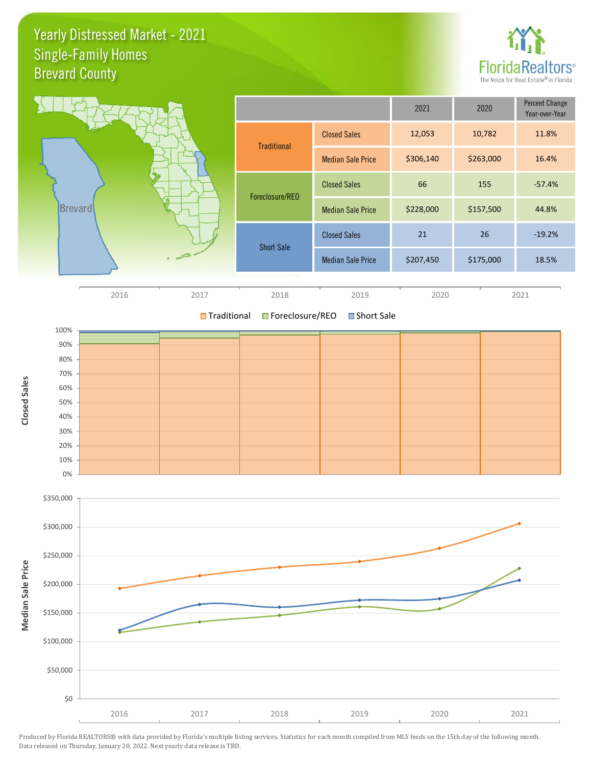# Yearly Distressed Market - 2021
## Single-Family Homes
## Brevard County

FloridaRealtors®
The Voice for Real Estate® in Florida

Brevard

| | | 2021 | 2020 | Percent Change Year-over-Year |
|---|---|---|---|---|
| Traditional | Closed Sales | 12,053 | 10,782 | 11.8% |
| | Median Sale Price | $306,140 | $263,000 | 16.4% |
| Foreclosure/REO | Closed Sales | 66 | 155 | -57.4% |
| | Median Sale Price | $228,000 | $157,500 | 44.8% |
| Short Sale | Closed Sales | 21 | 26 | -19.2% |
| | Median Sale Price | $207,450 | $175,000 | 18.5% |

2016 2017 2018 2019 2020 2021

Traditional Foreclosure/REO Short Sale

Closed Sales

100% 90% 80% 70% 60% 50% 40% 30% 20% 10% 0%

Median Sale Price

$350,000 $300,000 $250,000 $200,000 $150,000 $100,000 $50,000 $0

2016 2017 2018 2019 2020 2021

Produced by Florida REALTORS® with data provided by Florida's multiple listing services. Statistics for each month compiled from MLS feeds on the 15th day of the following month. Data released on Thursday, January 20, 2022. Next yearly data release is TBD.